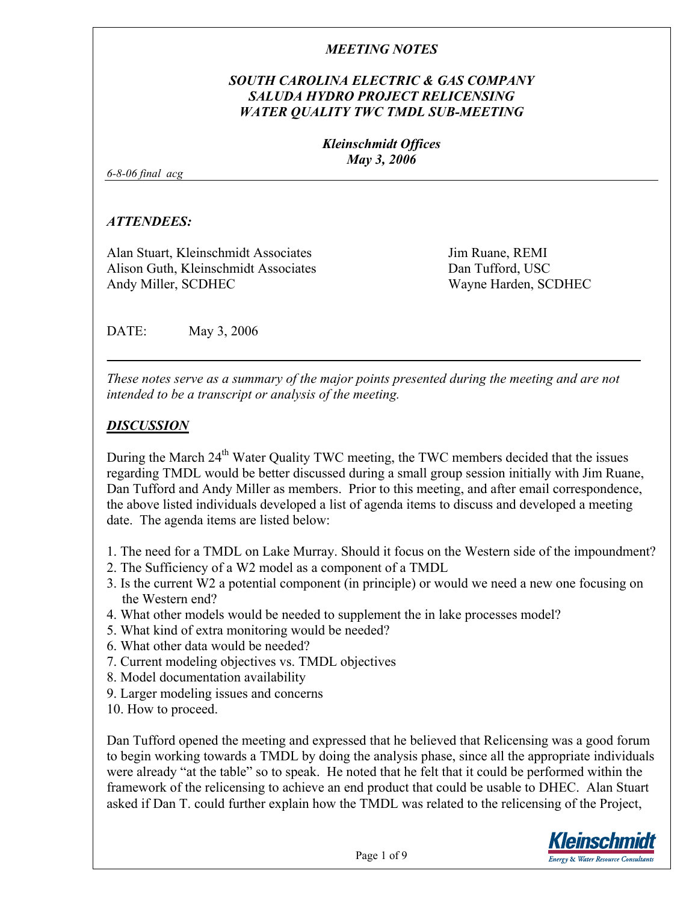*MEETING NOTES*

***SOUTH CAROLINA ELECTRIC & GAS COMPANY***
***SALUDA HYDRO PROJECT RELICENSING***
***WATER QUALITY TWC TMDL SUB-MEETING***

***Kleinschmidt Offices***
***May 3, 2006***

*6-8-06 final acg*

***ATTENDEES:***

Alan Stuart, Kleinschmidt Associates
Alison Guth, Kleinschmidt Associates
Andy Miller, SCDHEC
Jim Ruane, REMI
Dan Tufford, USC
Wayne Harden, SCDHEC

DATE: May 3, 2006

---

*These notes serve as a summary of the major points presented during the meeting and are not intended to be a transcript or analysis of the meeting.*

***DISCUSSION***

During the March 24th Water Quality TWC meeting, the TWC members decided that the issues regarding TMDL would be better discussed during a small group session initially with Jim Ruane, Dan Tufford and Andy Miller as members. Prior to this meeting, and after email correspondence, the above listed individuals developed a list of agenda items to discuss and developed a meeting date. The agenda items are listed below:

1. The need for a TMDL on Lake Murray. Should it focus on the Western side of the impoundment?
2. The Sufficiency of a W2 model as a component of a TMDL
3. Is the current W2 a potential component (in principle) or would we need a new one focusing on the Western end?
4. What other models would be needed to supplement the in lake processes model?
5. What kind of extra monitoring would be needed?
6. What other data would be needed?
7. Current modeling objectives vs. TMDL objectives
8. Model documentation availability
9. Larger modeling issues and concerns
10. How to proceed.

Dan Tufford opened the meeting and expressed that he believed that Relicensing was a good forum to begin working towards a TMDL by doing the analysis phase, since all the appropriate individuals were already "at the table" so to speak. He noted that he felt that it could be performed within the framework of the relicensing to achieve an end product that could be usable to DHEC. Alan Stuart asked if Dan T. could further explain how the TMDL was related to the relicensing of the Project,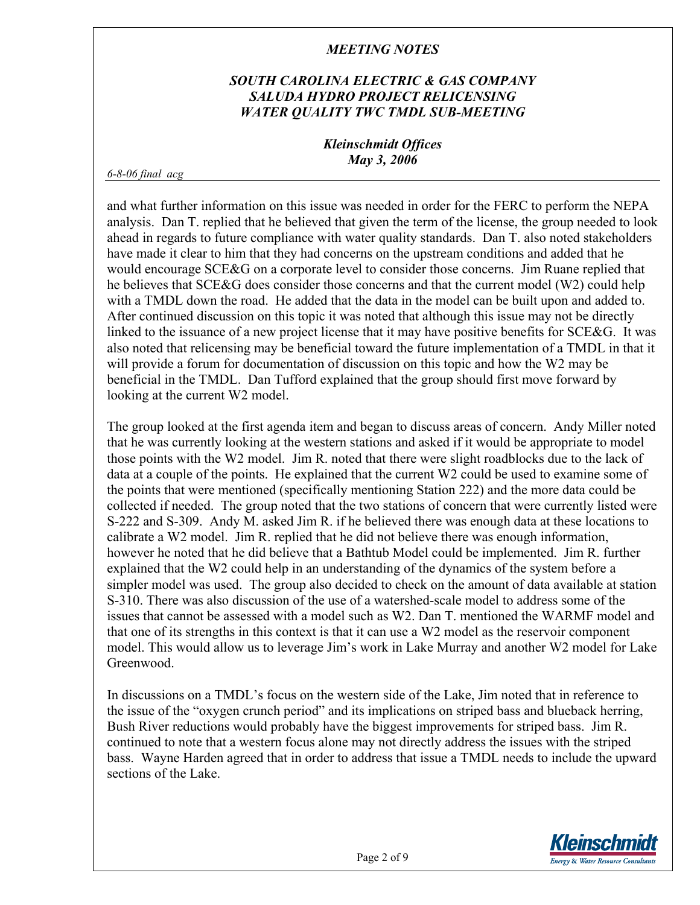and what further information on this issue was needed in order for the FERC to perform the NEPA analysis. Dan T. replied that he believed that given the term of the license, the group needed to look ahead in regards to future compliance with water quality standards. Dan T. also noted stakeholders have made it clear to him that they had concerns on the upstream conditions and added that he would encourage SCE&G on a corporate level to consider those concerns. Jim Ruane replied that he believes that SCE&G does consider those concerns and that the current model (W2) could help with a TMDL down the road. He added that the data in the model can be built upon and added to. After continued discussion on this topic it was noted that although this issue may not be directly linked to the issuance of a new project license that it may have positive benefits for SCE&G. It was also noted that relicensing may be beneficial toward the future implementation of a TMDL in that it will provide a forum for documentation of discussion on this topic and how the W2 may be beneficial in the TMDL. Dan Tufford explained that the group should first move forward by looking at the current W2 model.

The group looked at the first agenda item and began to discuss areas of concern. Andy Miller noted that he was currently looking at the western stations and asked if it would be appropriate to model those points with the W2 model. Jim R. noted that there were slight roadblocks due to the lack of data at a couple of the points. He explained that the current W2 could be used to examine some of the points that were mentioned (specifically mentioning Station 222) and the more data could be collected if needed. The group noted that the two stations of concern that were currently listed were S-222 and S-309. Andy M. asked Jim R. if he believed there was enough data at these locations to calibrate a W2 model. Jim R. replied that he did not believe there was enough information, however he noted that he did believe that a Bathtub Model could be implemented. Jim R. further explained that the W2 could help in an understanding of the dynamics of the system before a simpler model was used. The group also decided to check on the amount of data available at station S-310. There was also discussion of the use of a watershed-scale model to address some of the issues that cannot be assessed with a model such as W2. Dan T. mentioned the WARMF model and that one of its strengths in this context is that it can use a W2 model as the reservoir component model. This would allow us to leverage Jim's work in Lake Murray and another W2 model for Lake Greenwood.

In discussions on a TMDL's focus on the western side of the Lake, Jim noted that in reference to the issue of the "oxygen crunch period" and its implications on striped bass and blueback herring, Bush River reductions would probably have the biggest improvements for striped bass. Jim R. continued to note that a western focus alone may not directly address the issues with the striped bass. Wayne Harden agreed that in order to address that issue a TMDL needs to include the upward sections of the Lake.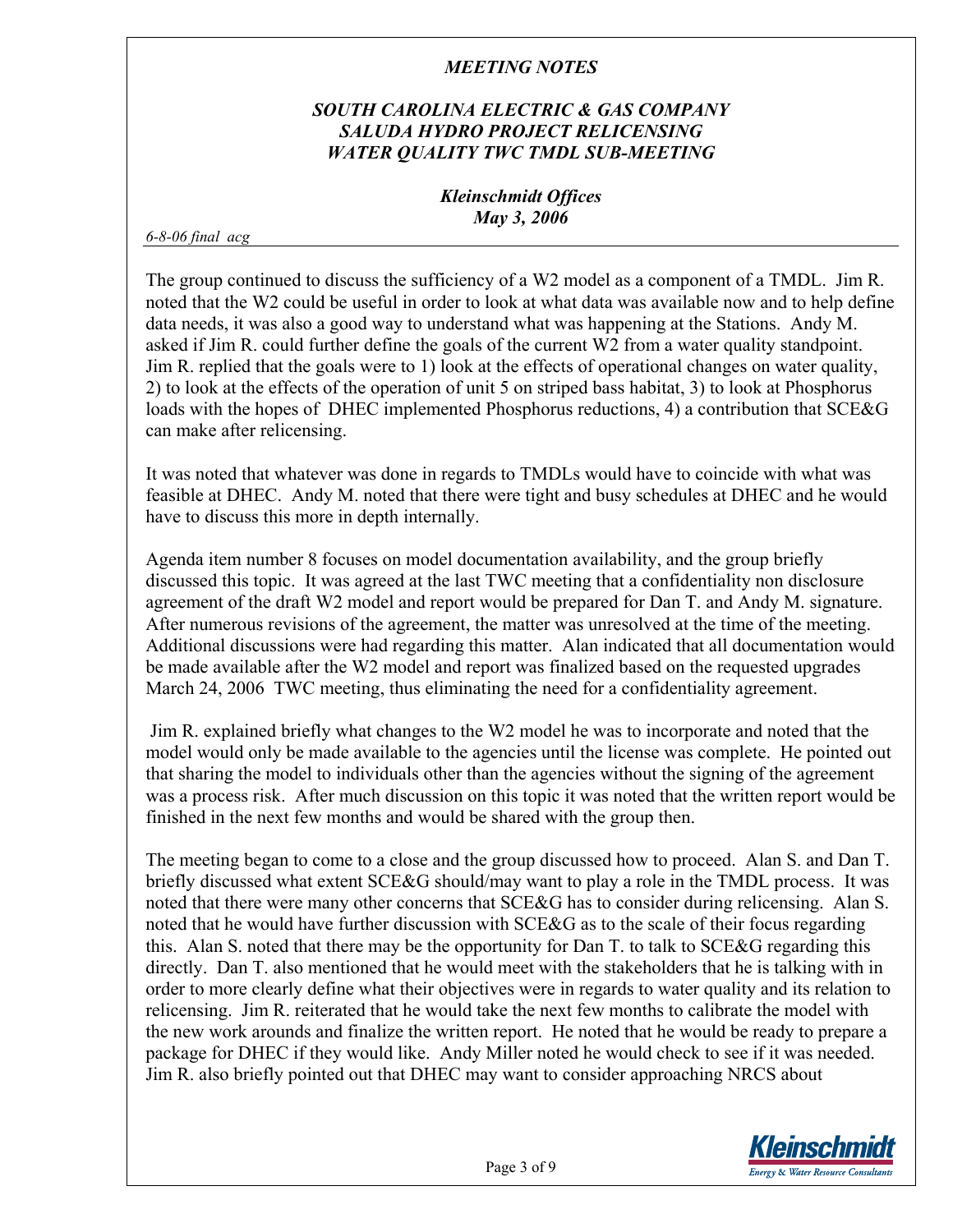The group continued to discuss the sufficiency of a W2 model as a component of a TMDL. Jim R. noted that the W2 could be useful in order to look at what data was available now and to help define data needs, it was also a good way to understand what was happening at the Stations. Andy M. asked if Jim R. could further define the goals of the current W2 from a water quality standpoint. Jim R. replied that the goals were to 1) look at the effects of operational changes on water quality, 2) to look at the effects of the operation of unit 5 on striped bass habitat, 3) to look at Phosphorus loads with the hopes of DHEC implemented Phosphorus reductions, 4) a contribution that SCE&G can make after relicensing.

It was noted that whatever was done in regards to TMDLs would have to coincide with what was feasible at DHEC. Andy M. noted that there were tight and busy schedules at DHEC and he would have to discuss this more in depth internally.

Agenda item number 8 focuses on model documentation availability, and the group briefly discussed this topic. It was agreed at the last TWC meeting that a confidentiality non disclosure agreement of the draft W2 model and report would be prepared for Dan T. and Andy M. signature. After numerous revisions of the agreement, the matter was unresolved at the time of the meeting. Additional discussions were had regarding this matter. Alan indicated that all documentation would be made available after the W2 model and report was finalized based on the requested upgrades March 24, 2006 TWC meeting, thus eliminating the need for a confidentiality agreement.

Jim R. explained briefly what changes to the W2 model he was to incorporate and noted that the model would only be made available to the agencies until the license was complete. He pointed out that sharing the model to individuals other than the agencies without the signing of the agreement was a process risk. After much discussion on this topic it was noted that the written report would be finished in the next few months and would be shared with the group then.

The meeting began to come to a close and the group discussed how to proceed. Alan S. and Dan T. briefly discussed what extent SCE&G should/may want to play a role in the TMDL process. It was noted that there were many other concerns that SCE&G has to consider during relicensing. Alan S. noted that he would have further discussion with SCE&G as to the scale of their focus regarding this. Alan S. noted that there may be the opportunity for Dan T. to talk to SCE&G regarding this directly. Dan T. also mentioned that he would meet with the stakeholders that he is talking with in order to more clearly define what their objectives were in regards to water quality and its relation to relicensing. Jim R. reiterated that he would take the next few months to calibrate the model with the new work arounds and finalize the written report. He noted that he would be ready to prepare a package for DHEC if they would like. Andy Miller noted he would check to see if it was needed. Jim R. also briefly pointed out that DHEC may want to consider approaching NRCS about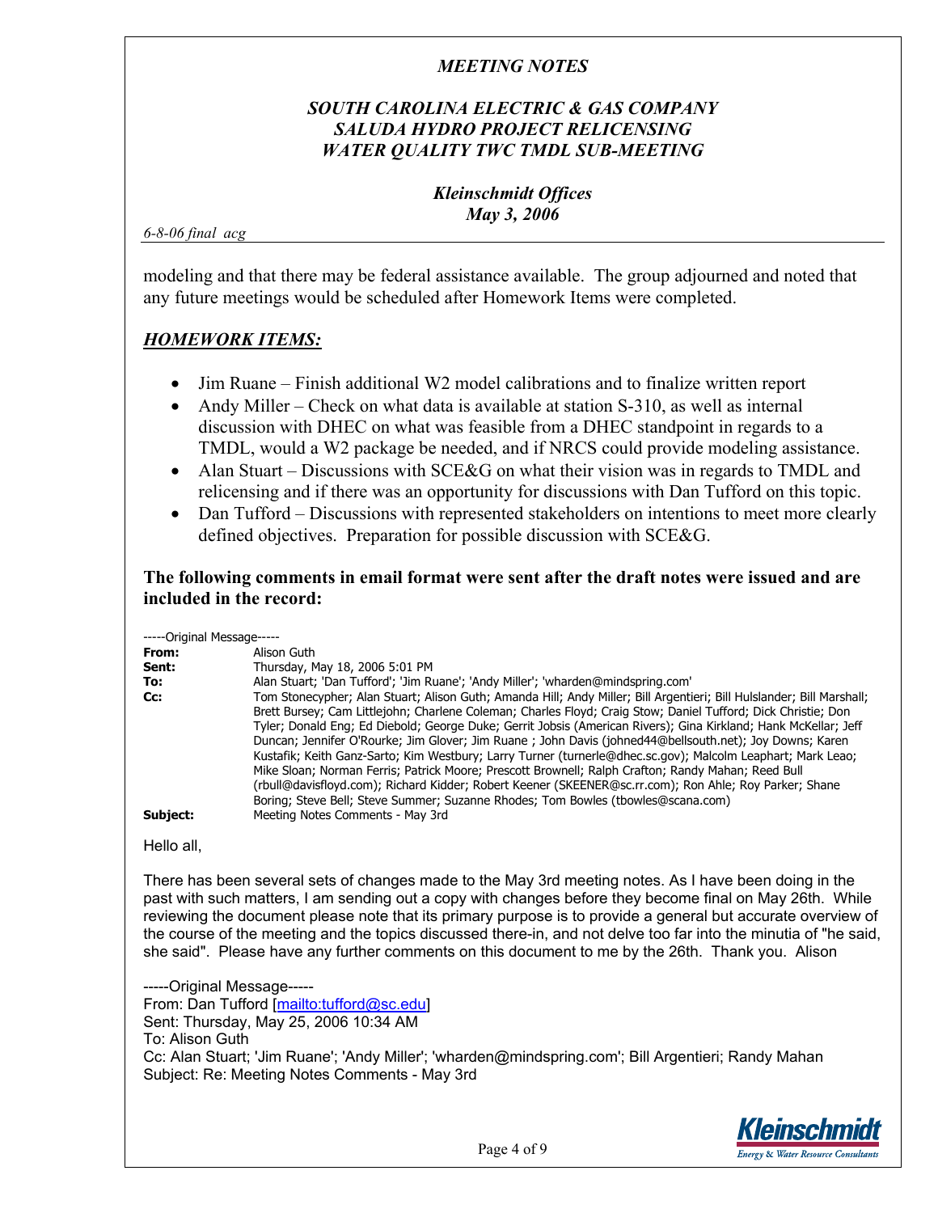modeling and that there may be federal assistance available. The group adjourned and noted that any future meetings would be scheduled after Homework Items were completed.

## *HOMEWORK ITEMS:*

- Jim Ruane – Finish additional W2 model calibrations and to finalize written report
- Andy Miller – Check on what data is available at station S-310, as well as internal discussion with DHEC on what was feasible from a DHEC standpoint in regards to a TMDL, would a W2 package be needed, and if NRCS could provide modeling assistance.
- Alan Stuart – Discussions with SCE&G on what their vision was in regards to TMDL and relicensing and if there was an opportunity for discussions with Dan Tufford on this topic.
- Dan Tufford – Discussions with represented stakeholders on intentions to meet more clearly defined objectives. Preparation for possible discussion with SCE&G.

**The following comments in email format were sent after the draft notes were issued and are included in the record:**

-----Original Message-----
**From:** Alison Guth
**Sent:** Thursday, May 18, 2006 5:01 PM
**To:** Alan Stuart; 'Dan Tufford'; 'Jim Ruane'; 'Andy Miller'; 'wharden@mindspring.com'
**Cc:** Tom Stonecypher; Alan Stuart; Alison Guth; Amanda Hill; Andy Miller; Bill Argentieri; Bill Hulslander; Bill Marshall; Brett Bursey; Cam Littlejohn; Charlene Coleman; Charles Floyd; Craig Stow; Daniel Tufford; Dick Christie; Don Tyler; Donald Eng; Ed Diebold; George Duke; Gerrit Jobsis (American Rivers); Gina Kirkland; Hank McKellar; Jeff Duncan; Jennifer O'Rourke; Jim Glover; Jim Ruane ; John Davis (johned44@bellsouth.net); Joy Downs; Karen Kustafik; Keith Ganz-Sarto; Kim Westbury; Larry Turner (turnerle@dhec.sc.gov); Malcolm Leaphart; Mark Leao; Mike Sloan; Norman Ferris; Patrick Moore; Prescott Brownell; Ralph Crafton; Randy Mahan; Reed Bull (rbull@davisfloyd.com); Richard Kidder; Robert Keener (SKEENER@sc.rr.com); Ron Ahle; Roy Parker; Shane Boring; Steve Bell; Steve Summer; Suzanne Rhodes; Tom Bowles (tbowles@scana.com)
**Subject:** Meeting Notes Comments - May 3rd

Hello all,

There has been several sets of changes made to the May 3rd meeting notes. As I have been doing in the past with such matters, I am sending out a copy with changes before they become final on May 26th. While reviewing the document please note that its primary purpose is to provide a general but accurate overview of the course of the meeting and the topics discussed there-in, and not delve too far into the minutia of "he said, she said". Please have any further comments on this document to me by the 26th. Thank you. Alison

-----Original Message-----
From: Dan Tufford [mailto:tufford@sc.edu]
Sent: Thursday, May 25, 2006 10:34 AM
To: Alison Guth
Cc: Alan Stuart; 'Jim Ruane'; 'Andy Miller'; 'wharden@mindspring.com'; Bill Argentieri; Randy Mahan
Subject: Re: Meeting Notes Comments - May 3rd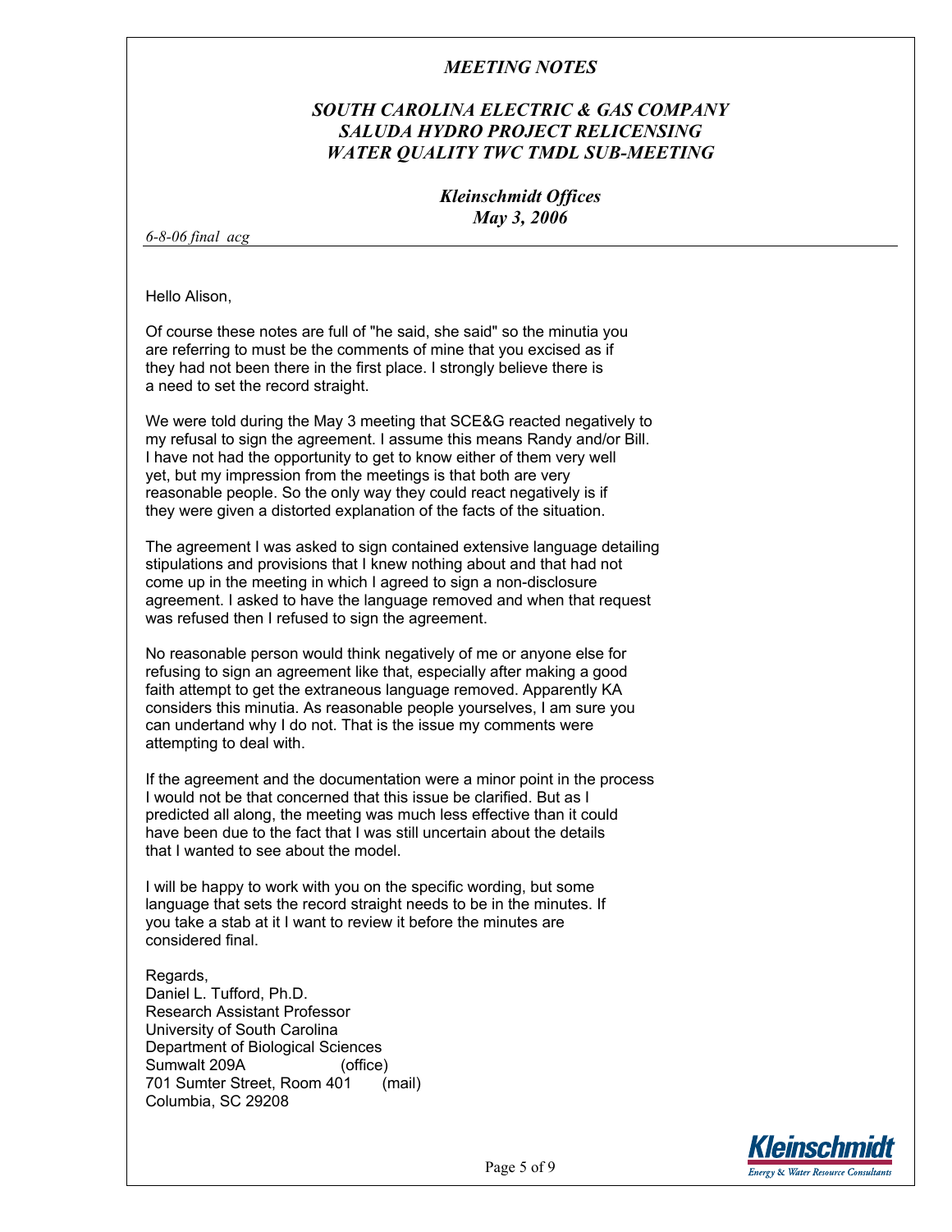*MEETING NOTES*

*SOUTH CAROLINA ELECTRIC & GAS COMPANY*
*SALUDA HYDRO PROJECT RELICENSING*
*WATER QUALITY TWC TMDL SUB-MEETING*

*Kleinschmidt Offices*
*May 3, 2006*

*6-8-06 final acg*

Hello Alison,

Of course these notes are full of "he said, she said" so the minutia you are referring to must be the comments of mine that you excised as if they had not been there in the first place. I strongly believe there is a need to set the record straight.

We were told during the May 3 meeting that SCE&G reacted negatively to my refusal to sign the agreement. I assume this means Randy and/or Bill. I have not had the opportunity to get to know either of them very well yet, but my impression from the meetings is that both are very reasonable people. So the only way they could react negatively is if they were given a distorted explanation of the facts of the situation.

The agreement I was asked to sign contained extensive language detailing stipulations and provisions that I knew nothing about and that had not come up in the meeting in which I agreed to sign a non-disclosure agreement. I asked to have the language removed and when that request was refused then I refused to sign the agreement.

No reasonable person would think negatively of me or anyone else for refusing to sign an agreement like that, especially after making a good faith attempt to get the extraneous language removed. Apparently KA considers this minutia. As reasonable people yourselves, I am sure you can undertand why I do not. That is the issue my comments were attempting to deal with.

If the agreement and the documentation were a minor point in the process I would not be that concerned that this issue be clarified. But as I predicted all along, the meeting was much less effective than it could have been due to the fact that I was still uncertain about the details that I wanted to see about the model.

I will be happy to work with you on the specific wording, but some language that sets the record straight needs to be in the minutes. If you take a stab at it I want to review it before the minutes are considered final.

Regards,
Daniel L. Tufford, Ph.D.
Research Assistant Professor
University of South Carolina
Department of Biological Sciences
Sumwalt 209A (office)
701 Sumter Street, Room 401 (mail)
Columbia, SC 29208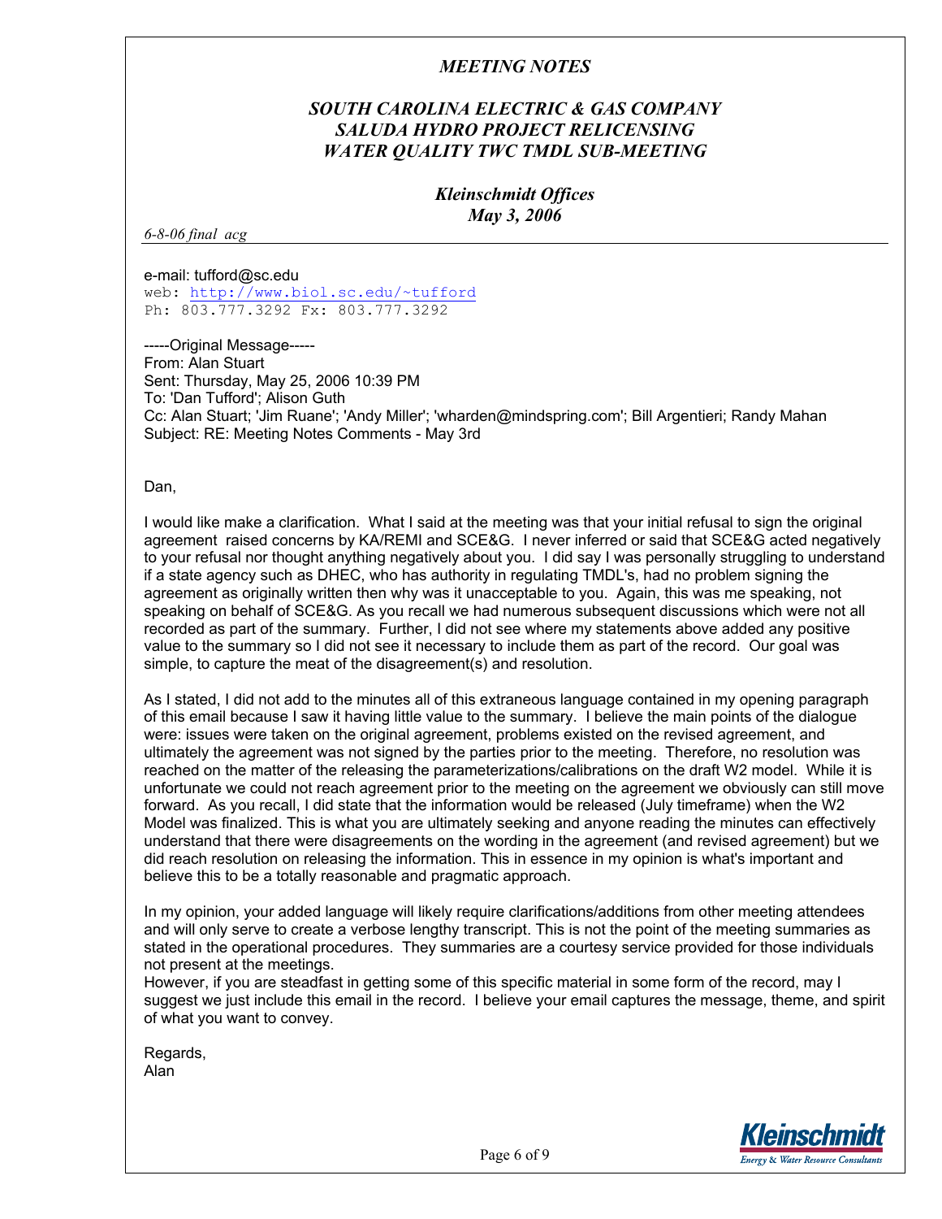e-mail: tufford@sc.edu
web: http://www.biol.sc.edu/~tufford
Ph: 803.777.3292 Fx: 803.777.3292

-----Original Message-----
From: Alan Stuart
Sent: Thursday, May 25, 2006 10:39 PM
To: 'Dan Tufford'; Alison Guth
Cc: Alan Stuart; 'Jim Ruane'; 'Andy Miller'; 'wharden@mindspring.com'; Bill Argentieri; Randy Mahan
Subject: RE: Meeting Notes Comments - May 3rd

Dan,

I would like make a clarification. What I said at the meeting was that your initial refusal to sign the original agreement raised concerns by KA/REMI and SCE&G. I never inferred or said that SCE&G acted negatively to your refusal nor thought anything negatively about you. I did say I was personally struggling to understand if a state agency such as DHEC, who has authority in regulating TMDL's, had no problem signing the agreement as originally written then why was it unacceptable to you. Again, this was me speaking, not speaking on behalf of SCE&G. As you recall we had numerous subsequent discussions which were not all recorded as part of the summary. Further, I did not see where my statements above added any positive value to the summary so I did not see it necessary to include them as part of the record. Our goal was simple, to capture the meat of the disagreement(s) and resolution.

As I stated, I did not add to the minutes all of this extraneous language contained in my opening paragraph of this email because I saw it having little value to the summary. I believe the main points of the dialogue were: issues were taken on the original agreement, problems existed on the revised agreement, and ultimately the agreement was not signed by the parties prior to the meeting. Therefore, no resolution was reached on the matter of the releasing the parameterizations/calibrations on the draft W2 model. While it is unfortunate we could not reach agreement prior to the meeting on the agreement we obviously can still move forward. As you recall, I did state that the information would be released (July timeframe) when the W2 Model was finalized. This is what you are ultimately seeking and anyone reading the minutes can effectively understand that there were disagreements on the wording in the agreement (and revised agreement) but we did reach resolution on releasing the information. This in essence in my opinion is what's important and believe this to be a totally reasonable and pragmatic approach.

In my opinion, your added language will likely require clarifications/additions from other meeting attendees and will only serve to create a verbose lengthy transcript. This is not the point of the meeting summaries as stated in the operational procedures. They summaries are a courtesy service provided for those individuals not present at the meetings.
However, if you are steadfast in getting some of this specific material in some form of the record, may I suggest we just include this email in the record. I believe your email captures the message, theme, and spirit of what you want to convey.

Regards,
Alan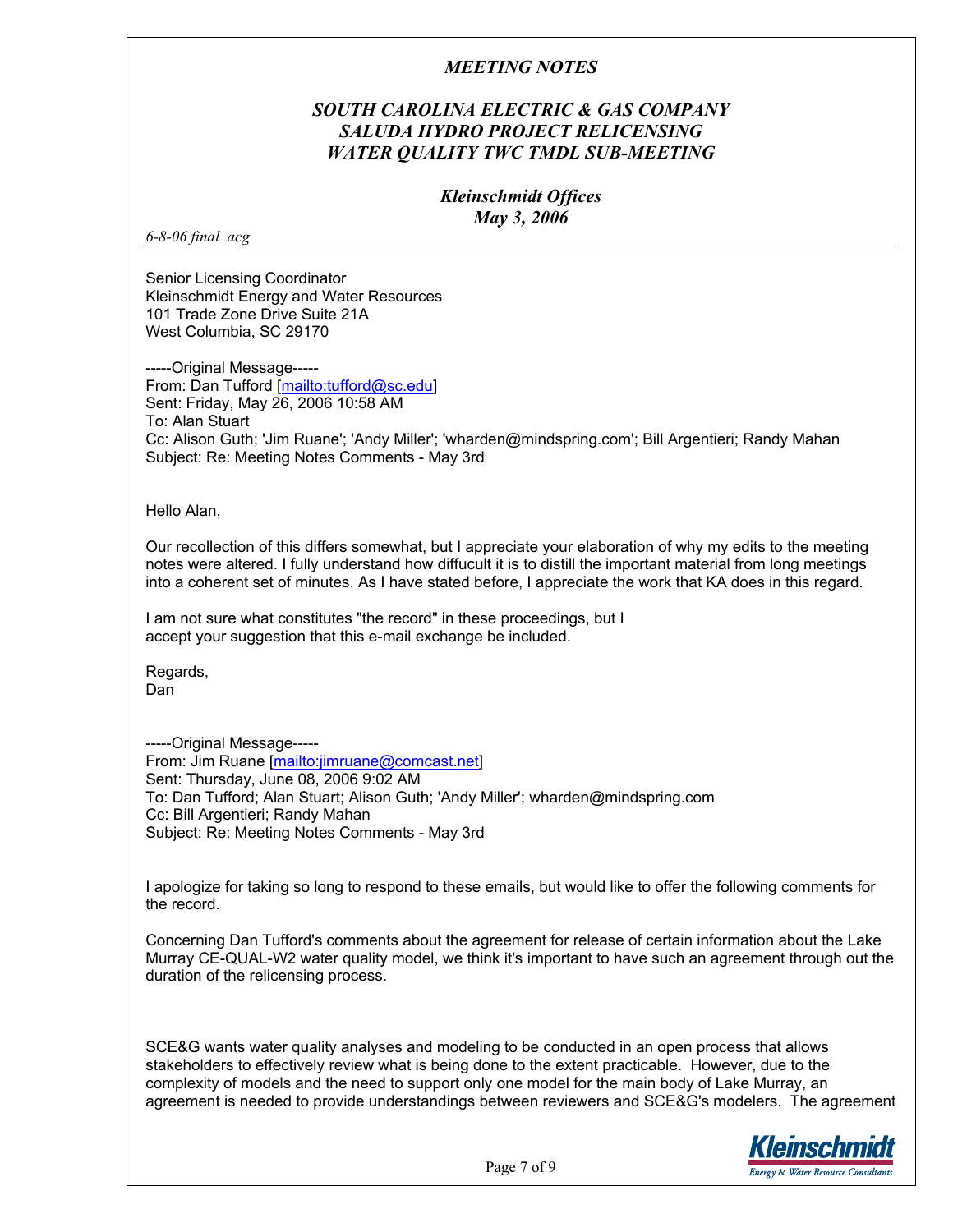*MEETING NOTES*

*SOUTH CAROLINA ELECTRIC & GAS COMPANY*
*SALUDA HYDRO PROJECT RELICENSING*
*WATER QUALITY TWC TMDL SUB-MEETING*

*Kleinschmidt Offices*
*May 3, 2006*

*6-8-06 final acg*

---

Senior Licensing Coordinator
Kleinschmidt Energy and Water Resources
101 Trade Zone Drive Suite 21A
West Columbia, SC 29170

-----Original Message-----
From: Dan Tufford [mailto:tufford@sc.edu]
Sent: Friday, May 26, 2006 10:58 AM
To: Alan Stuart
Cc: Alison Guth; 'Jim Ruane'; 'Andy Miller'; 'wharden@mindspring.com'; Bill Argentieri; Randy Mahan
Subject: Re: Meeting Notes Comments - May 3rd

Hello Alan,

Our recollection of this differs somewhat, but I appreciate your elaboration of why my edits to the meeting notes were altered. I fully understand how diffucult it is to distill the important material from long meetings into a coherent set of minutes. As I have stated before, I appreciate the work that KA does in this regard.

I am not sure what constitutes "the record" in these proceedings, but I accept your suggestion that this e-mail exchange be included.

Regards,
Dan

-----Original Message-----
From: Jim Ruane [mailto:jimruane@comcast.net]
Sent: Thursday, June 08, 2006 9:02 AM
To: Dan Tufford; Alan Stuart; Alison Guth; 'Andy Miller'; wharden@mindspring.com
Cc: Bill Argentieri; Randy Mahan
Subject: Re: Meeting Notes Comments - May 3rd

I apologize for taking so long to respond to these emails, but would like to offer the following comments for the record.

Concerning Dan Tufford's comments about the agreement for release of certain information about the Lake Murray CE-QUAL-W2 water quality model, we think it's important to have such an agreement through out the duration of the relicensing process.

SCE&G wants water quality analyses and modeling to be conducted in an open process that allows stakeholders to effectively review what is being done to the extent practicable. However, due to the complexity of models and the need to support only one model for the main body of Lake Murray, an agreement is needed to provide understandings between reviewers and SCE&G's modelers. The agreement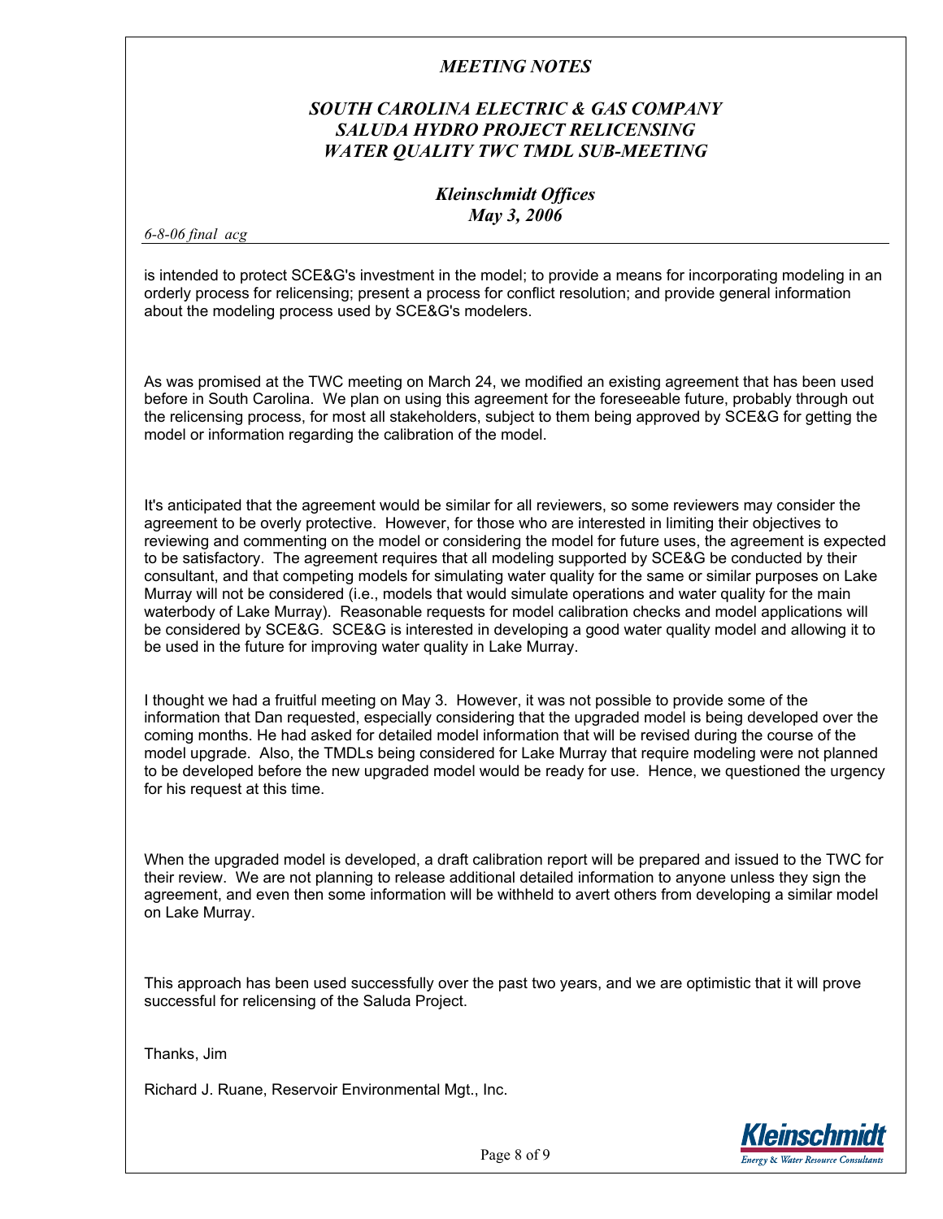is intended to protect SCE&G's investment in the model; to provide a means for incorporating modeling in an orderly process for relicensing; present a process for conflict resolution; and provide general information about the modeling process used by SCE&G's modelers.

As was promised at the TWC meeting on March 24, we modified an existing agreement that has been used before in South Carolina. We plan on using this agreement for the foreseeable future, probably through out the relicensing process, for most all stakeholders, subject to them being approved by SCE&G for getting the model or information regarding the calibration of the model.

It's anticipated that the agreement would be similar for all reviewers, so some reviewers may consider the agreement to be overly protective. However, for those who are interested in limiting their objectives to reviewing and commenting on the model or considering the model for future uses, the agreement is expected to be satisfactory. The agreement requires that all modeling supported by SCE&G be conducted by their consultant, and that competing models for simulating water quality for the same or similar purposes on Lake Murray will not be considered (i.e., models that would simulate operations and water quality for the main waterbody of Lake Murray). Reasonable requests for model calibration checks and model applications will be considered by SCE&G. SCE&G is interested in developing a good water quality model and allowing it to be used in the future for improving water quality in Lake Murray.

I thought we had a fruitful meeting on May 3. However, it was not possible to provide some of the information that Dan requested, especially considering that the upgraded model is being developed over the coming months. He had asked for detailed model information that will be revised during the course of the model upgrade. Also, the TMDLs being considered for Lake Murray that require modeling were not planned to be developed before the new upgraded model would be ready for use. Hence, we questioned the urgency for his request at this time.

When the upgraded model is developed, a draft calibration report will be prepared and issued to the TWC for their review. We are not planning to release additional detailed information to anyone unless they sign the agreement, and even then some information will be withheld to avert others from developing a similar model on Lake Murray.

This approach has been used successfully over the past two years, and we are optimistic that it will prove successful for relicensing of the Saluda Project.

Thanks, Jim

Richard J. Ruane, Reservoir Environmental Mgt., Inc.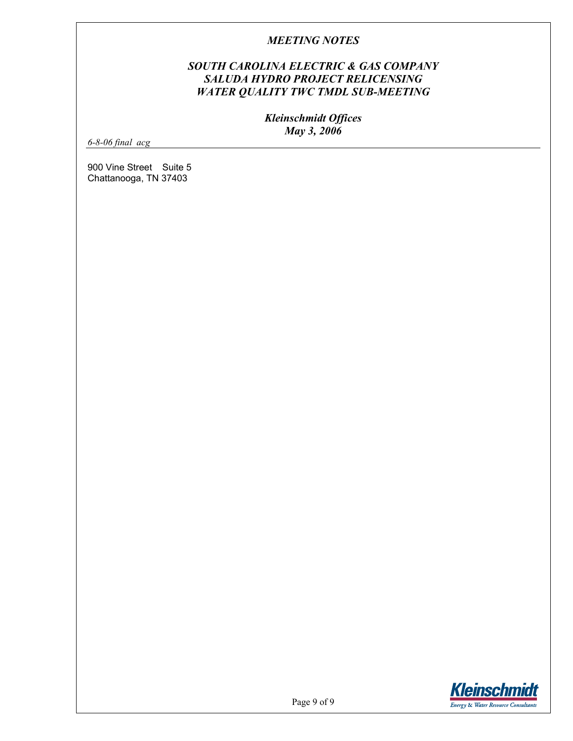900 Vine Street Suite 5
Chattanooga, TN 37403